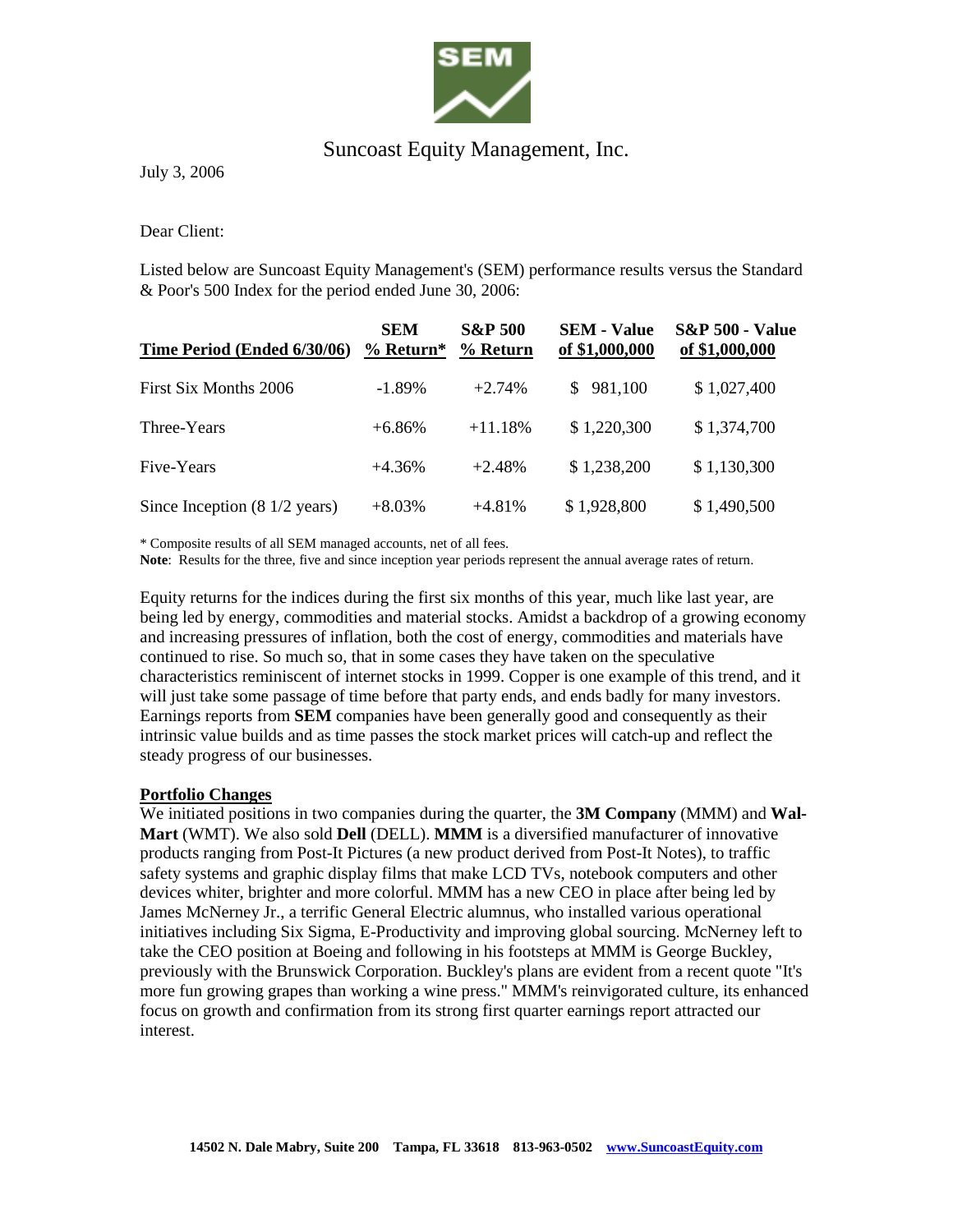# Suncoast Equity Management, Inc.

July 3, 2006

Dear Client:

Listed below are Suncoast Equity Management's (SEM) performance results versus the Standard & Poor's 500 Index for the period ended June 30, 2006:

| Time Period (Ended 6/30/06) | SEM % Return* | S&P 500 % Return | SEM - Value of $1,000,000 | S&P 500 - Value of $1,000,000 |
|---|---|---|---|---|
| First Six Months 2006 | -1.89% | +2.74% | $ 981,100 | $ 1,027,400 |
| Three-Years | +6.86% | +11.18% | $ 1,220,300 | $ 1,374,700 |
| Five-Years | +4.36% | +2.48% | $ 1,238,200 | $ 1,130,300 |
| Since Inception (8 1/2 years) | +8.03% | +4.81% | $ 1,928,800 | $ 1,490,500 |

\* Composite results of all SEM managed accounts, net of all fees.
**Note**: Results for the three, five and since inception year periods represent the annual average rates of return.

Equity returns for the indices during the first six months of this year, much like last year, are being led by energy, commodities and material stocks. Amidst a backdrop of a growing economy and increasing pressures of inflation, both the cost of energy, commodities and materials have continued to rise. So much so, that in some cases they have taken on the speculative characteristics reminiscent of internet stocks in 1999. Copper is one example of this trend, and it will just take some passage of time before that party ends, and ends badly for many investors. Earnings reports from **SEM** companies have been generally good and consequently as their intrinsic value builds and as time passes the stock market prices will catch-up and reflect the steady progress of our businesses.

**Portfolio Changes**

We initiated positions in two companies during the quarter, the **3M Company** (MMM) and **Wal-Mart** (WMT). We also sold **Dell** (DELL). **MMM** is a diversified manufacturer of innovative products ranging from Post-It Pictures (a new product derived from Post-It Notes), to traffic safety systems and graphic display films that make LCD TVs, notebook computers and other devices whiter, brighter and more colorful. MMM has a new CEO in place after being led by James McNerney Jr., a terrific General Electric alumnus, who installed various operational initiatives including Six Sigma, E-Productivity and improving global sourcing. McNerney left to take the CEO position at Boeing and following in his footsteps at MMM is George Buckley, previously with the Brunswick Corporation. Buckley's plans are evident from a recent quote "It's more fun growing grapes than working a wine press." MMM's reinvigorated culture, its enhanced focus on growth and confirmation from its strong first quarter earnings report attracted our interest.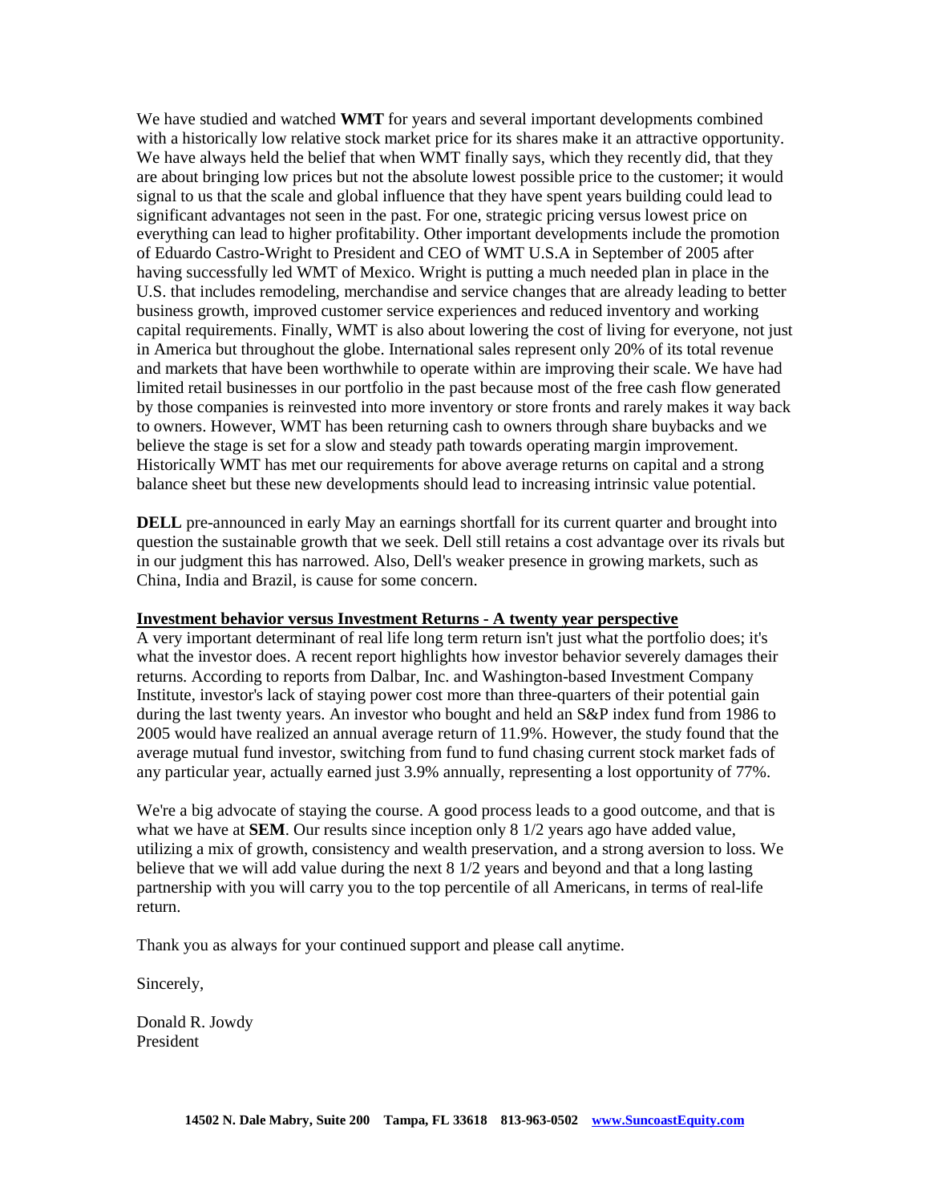We have studied and watched **WMT** for years and several important developments combined with a historically low relative stock market price for its shares make it an attractive opportunity. We have always held the belief that when WMT finally says, which they recently did, that they are about bringing low prices but not the absolute lowest possible price to the customer; it would signal to us that the scale and global influence that they have spent years building could lead to significant advantages not seen in the past. For one, strategic pricing versus lowest price on everything can lead to higher profitability. Other important developments include the promotion of Eduardo Castro-Wright to President and CEO of WMT U.S.A in September of 2005 after having successfully led WMT of Mexico. Wright is putting a much needed plan in place in the U.S. that includes remodeling, merchandise and service changes that are already leading to better business growth, improved customer service experiences and reduced inventory and working capital requirements. Finally, WMT is also about lowering the cost of living for everyone, not just in America but throughout the globe. International sales represent only 20% of its total revenue and markets that have been worthwhile to operate within are improving their scale. We have had limited retail businesses in our portfolio in the past because most of the free cash flow generated by those companies is reinvested into more inventory or store fronts and rarely makes it way back to owners. However, WMT has been returning cash to owners through share buybacks and we believe the stage is set for a slow and steady path towards operating margin improvement. Historically WMT has met our requirements for above average returns on capital and a strong balance sheet but these new developments should lead to increasing intrinsic value potential.

**DELL** pre-announced in early May an earnings shortfall for its current quarter and brought into question the sustainable growth that we seek. Dell still retains a cost advantage over its rivals but in our judgment this has narrowed. Also, Dell's weaker presence in growing markets, such as China, India and Brazil, is cause for some concern.

**Investment behavior versus Investment Returns - A twenty year perspective**

A very important determinant of real life long term return isn't just what the portfolio does; it's what the investor does. A recent report highlights how investor behavior severely damages their returns. According to reports from Dalbar, Inc. and Washington-based Investment Company Institute, investor's lack of staying power cost more than three-quarters of their potential gain during the last twenty years. An investor who bought and held an S&P index fund from 1986 to 2005 would have realized an annual average return of 11.9%. However, the study found that the average mutual fund investor, switching from fund to fund chasing current stock market fads of any particular year, actually earned just 3.9% annually, representing a lost opportunity of 77%.

We're a big advocate of staying the course. A good process leads to a good outcome, and that is what we have at **SEM**. Our results since inception only 8 1/2 years ago have added value, utilizing a mix of growth, consistency and wealth preservation, and a strong aversion to loss. We believe that we will add value during the next 8 1/2 years and beyond and that a long lasting partnership with you will carry you to the top percentile of all Americans, in terms of real-life return.

Thank you as always for your continued support and please call anytime.

Sincerely,

Donald R. Jowdy
President

**14502 N. Dale Mabry, Suite 200 Tampa, FL 33618 813-963-0502 www.SuncoastEquity.com**